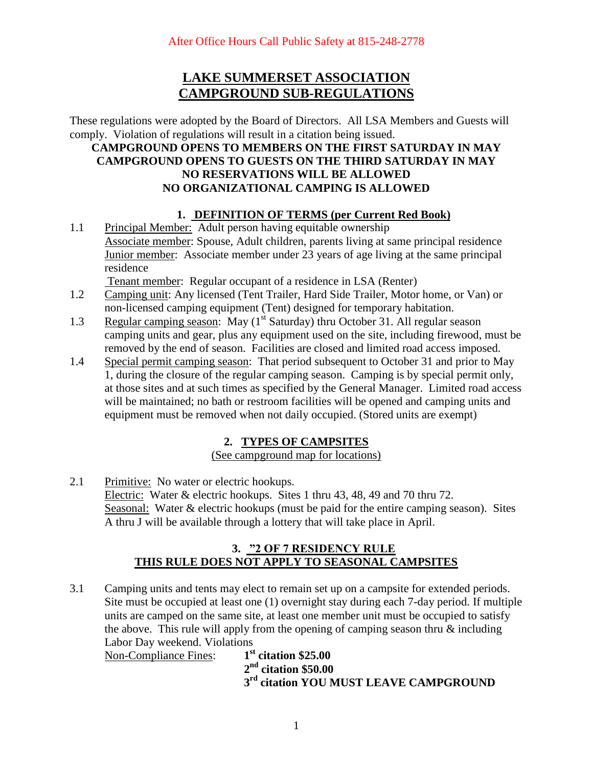After Office Hours Call Public Safety at 815-248-2778

# LAKE SUMMERSET ASSOCIATION CAMPGROUND SUB-REGULATIONS

These regulations were adopted by the Board of Directors. All LSA Members and Guests will comply. Violation of regulations will result in a citation being issued.

**CAMPGROUND OPENS TO MEMBERS ON THE FIRST SATURDAY IN MAY**
**CAMPGROUND OPENS TO GUESTS ON THE THIRD SATURDAY IN MAY**
**NO RESERVATIONS WILL BE ALLOWED**
**NO ORGANIZATIONAL CAMPING IS ALLOWED**

## 1. DEFINITION OF TERMS (per Current Red Book)

1.1 Principal Member: Adult person having equitable ownership
Associate member: Spouse, Adult children, parents living at same principal residence
Junior member: Associate member under 23 years of age living at the same principal residence
Tenant member: Regular occupant of a residence in LSA (Renter)

1.2 Camping unit: Any licensed (Tent Trailer, Hard Side Trailer, Motor home, or Van) or non-licensed camping equipment (Tent) designed for temporary habitation.

1.3 Regular camping season: May (1st Saturday) thru October 31. All regular season camping units and gear, plus any equipment used on the site, including firewood, must be removed by the end of season. Facilities are closed and limited road access imposed.

1.4 Special permit camping season: That period subsequent to October 31 and prior to May 1, during the closure of the regular camping season. Camping is by special permit only, at those sites and at such times as specified by the General Manager. Limited road access will be maintained; no bath or restroom facilities will be opened and camping units and equipment must be removed when not daily occupied. (Stored units are exempt)

## 2. TYPES OF CAMPSITES

(See campground map for locations)

2.1 Primitive: No water or electric hookups.
Electric: Water & electric hookups. Sites 1 thru 43, 48, 49 and 70 thru 72.
Seasonal: Water & electric hookups (must be paid for the entire camping season). Sites A thru J will be available through a lottery that will take place in April.

## 3. "2 OF 7 RESIDENCY RULE THIS RULE DOES NOT APPLY TO SEASONAL CAMPSITES

3.1 Camping units and tents may elect to remain set up on a campsite for extended periods. Site must be occupied at least one (1) overnight stay during each 7-day period. If multiple units are camped on the same site, at least one member unit must be occupied to satisfy the above. This rule will apply from the opening of camping season thru & including Labor Day weekend. Violations

Non-Compliance Fines:
**1st citation $25.00**
**2nd citation $50.00**
**3rd citation YOU MUST LEAVE CAMPGROUND**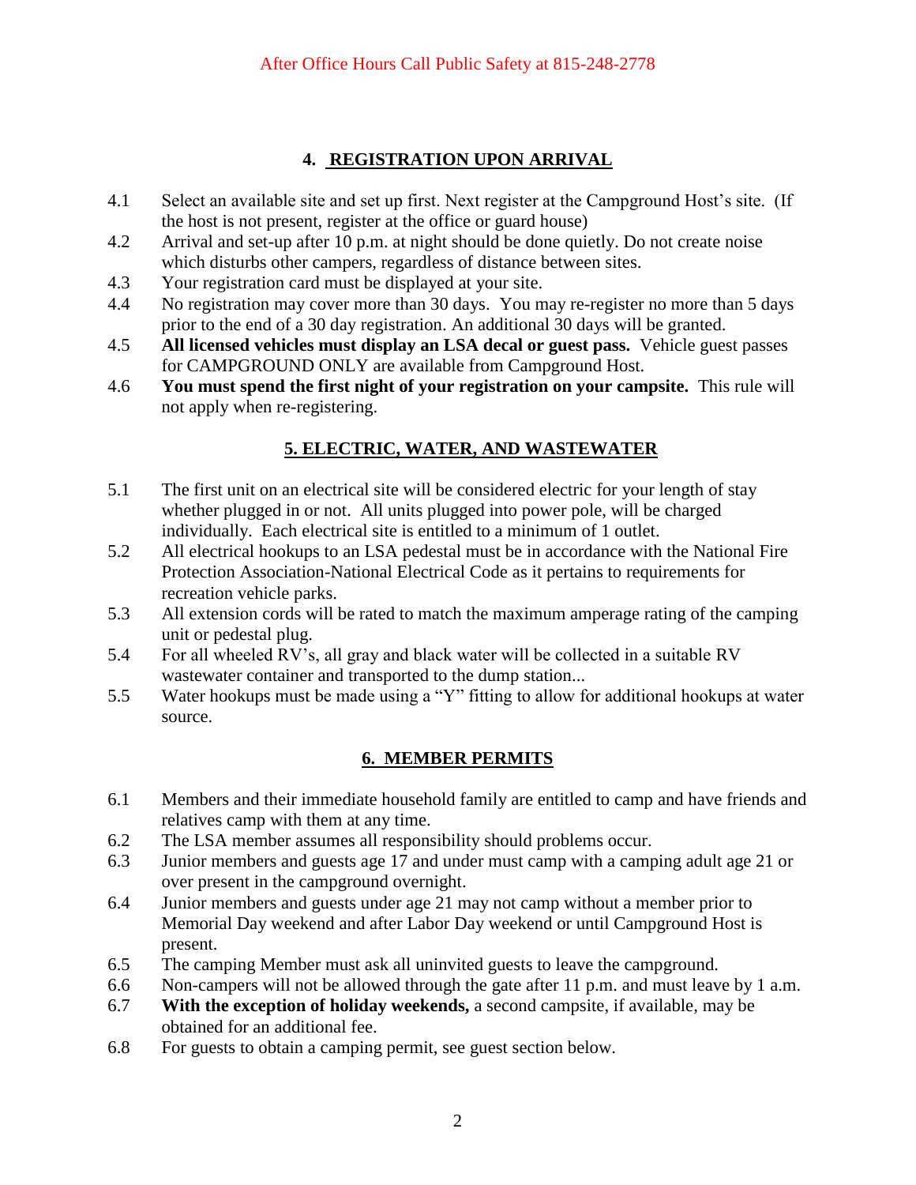After Office Hours Call Public Safety at 815-248-2778

## 4. REGISTRATION UPON ARRIVAL

4.1 Select an available site and set up first. Next register at the Campground Host's site. (If the host is not present, register at the office or guard house)

4.2 Arrival and set-up after 10 p.m. at night should be done quietly. Do not create noise which disturbs other campers, regardless of distance between sites.

4.3 Your registration card must be displayed at your site.

4.4 No registration may cover more than 30 days. You may re-register no more than 5 days prior to the end of a 30 day registration. An additional 30 days will be granted.

4.5 **All licensed vehicles must display an LSA decal or guest pass.** Vehicle guest passes for CAMPGROUND ONLY are available from Campground Host.

4.6 **You must spend the first night of your registration on your campsite.** This rule will not apply when re-registering.

## 5. ELECTRIC, WATER, AND WASTEWATER

5.1 The first unit on an electrical site will be considered electric for your length of stay whether plugged in or not. All units plugged into power pole, will be charged individually. Each electrical site is entitled to a minimum of 1 outlet.

5.2 All electrical hookups to an LSA pedestal must be in accordance with the National Fire Protection Association-National Electrical Code as it pertains to requirements for recreation vehicle parks.

5.3 All extension cords will be rated to match the maximum amperage rating of the camping unit or pedestal plug.

5.4 For all wheeled RV's, all gray and black water will be collected in a suitable RV wastewater container and transported to the dump station...

5.5 Water hookups must be made using a "Y" fitting to allow for additional hookups at water source.

## 6. MEMBER PERMITS

6.1 Members and their immediate household family are entitled to camp and have friends and relatives camp with them at any time.

6.2 The LSA member assumes all responsibility should problems occur.

6.3 Junior members and guests age 17 and under must camp with a camping adult age 21 or over present in the campground overnight.

6.4 Junior members and guests under age 21 may not camp without a member prior to Memorial Day weekend and after Labor Day weekend or until Campground Host is present.

6.5 The camping Member must ask all uninvited guests to leave the campground.

6.6 Non-campers will not be allowed through the gate after 11 p.m. and must leave by 1 a.m.

6.7 **With the exception of holiday weekends,** a second campsite, if available, may be obtained for an additional fee.

6.8 For guests to obtain a camping permit, see guest section below.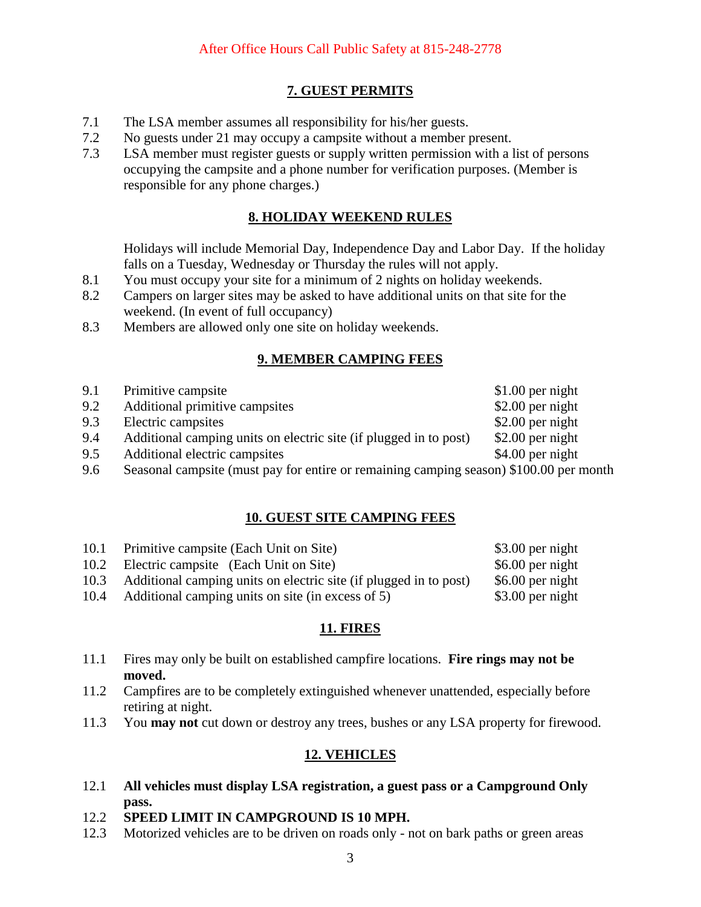After Office Hours Call Public Safety at 815-248-2778

## 7. GUEST PERMITS

7.1 The LSA member assumes all responsibility for his/her guests.

7.2 No guests under 21 may occupy a campsite without a member present.

7.3 LSA member must register guests or supply written permission with a list of persons occupying the campsite and a phone number for verification purposes. (Member is responsible for any phone charges.)

## 8. HOLIDAY WEEKEND RULES

Holidays will include Memorial Day, Independence Day and Labor Day. If the holiday falls on a Tuesday, Wednesday or Thursday the rules will not apply.

8.1 You must occupy your site for a minimum of 2 nights on holiday weekends.

8.2 Campers on larger sites may be asked to have additional units on that site for the weekend. (In event of full occupancy)

8.3 Members are allowed only one site on holiday weekends.

## 9. MEMBER CAMPING FEES

| | | |
|---|---|---|
| 9.1 | Primitive campsite | $1.00 per night |
| 9.2 | Additional primitive campsites | $2.00 per night |
| 9.3 | Electric campsites | $2.00 per night |
| 9.4 | Additional camping units on electric site (if plugged in to post) | $2.00 per night |
| 9.5 | Additional electric campsites | $4.00 per night |
| 9.6 | Seasonal campsite (must pay for entire or remaining camping season) | $100.00 per month |

## 10. GUEST SITE CAMPING FEES

| | | |
|---|---|---|
| 10.1 | Primitive campsite (Each Unit on Site) | $3.00 per night |
| 10.2 | Electric campsite (Each Unit on Site) | $6.00 per night |
| 10.3 | Additional camping units on electric site (if plugged in to post) | $6.00 per night |
| 10.4 | Additional camping units on site (in excess of 5) | $3.00 per night |

## 11. FIRES

11.1 Fires may only be built on established campfire locations. **Fire rings may not be moved.**

11.2 Campfires are to be completely extinguished whenever unattended, especially before retiring at night.

11.3 You **may not** cut down or destroy any trees, bushes or any LSA property for firewood.

## 12. VEHICLES

12.1 **All vehicles must display LSA registration, a guest pass or a Campground Only pass.**

12.2 **SPEED LIMIT IN CAMPGROUND IS 10 MPH.**

12.3 Motorized vehicles are to be driven on roads only - not on bark paths or green areas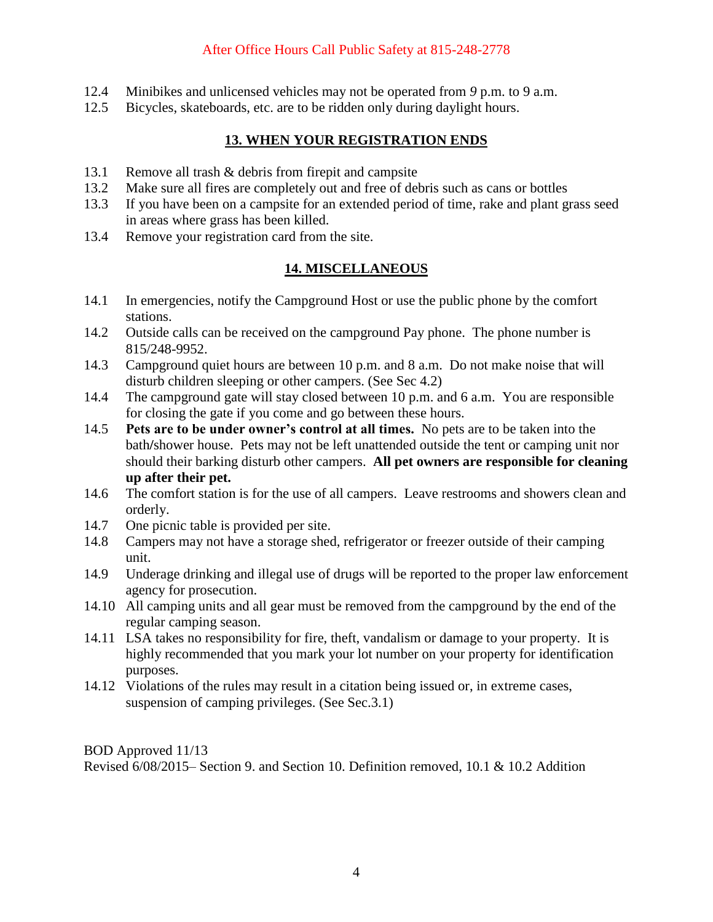After Office Hours Call Public Safety at 815-248-2778

12.4 Minibikes and unlicensed vehicles may not be operated from 9 p.m. to 9 a.m.

12.5 Bicycles, skateboards, etc. are to be ridden only during daylight hours.

## 13. WHEN YOUR REGISTRATION ENDS

13.1 Remove all trash & debris from firepit and campsite

13.2 Make sure all fires are completely out and free of debris such as cans or bottles

13.3 If you have been on a campsite for an extended period of time, rake and plant grass seed in areas where grass has been killed.

13.4 Remove your registration card from the site.

## 14. MISCELLANEOUS

14.1 In emergencies, notify the Campground Host or use the public phone by the comfort stations.

14.2 Outside calls can be received on the campground Pay phone. The phone number is 815/248-9952.

14.3 Campground quiet hours are between 10 p.m. and 8 a.m. Do not make noise that will disturb children sleeping or other campers. (See Sec 4.2)

14.4 The campground gate will stay closed between 10 p.m. and 6 a.m. You are responsible for closing the gate if you come and go between these hours.

14.5 **Pets are to be under owner's control at all times.** No pets are to be taken into the bath/shower house. Pets may not be left unattended outside the tent or camping unit nor should their barking disturb other campers. **All pet owners are responsible for cleaning up after their pet.**

14.6 The comfort station is for the use of all campers. Leave restrooms and showers clean and orderly.

14.7 One picnic table is provided per site.

14.8 Campers may not have a storage shed, refrigerator or freezer outside of their camping unit.

14.9 Underage drinking and illegal use of drugs will be reported to the proper law enforcement agency for prosecution.

14.10 All camping units and all gear must be removed from the campground by the end of the regular camping season.

14.11 LSA takes no responsibility for fire, theft, vandalism or damage to your property. It is highly recommended that you mark your lot number on your property for identification purposes.

14.12 Violations of the rules may result in a citation being issued or, in extreme cases, suspension of camping privileges. (See Sec.3.1)

BOD Approved 11/13

Revised 6/08/2015– Section 9. and Section 10. Definition removed, 10.1 & 10.2 Addition